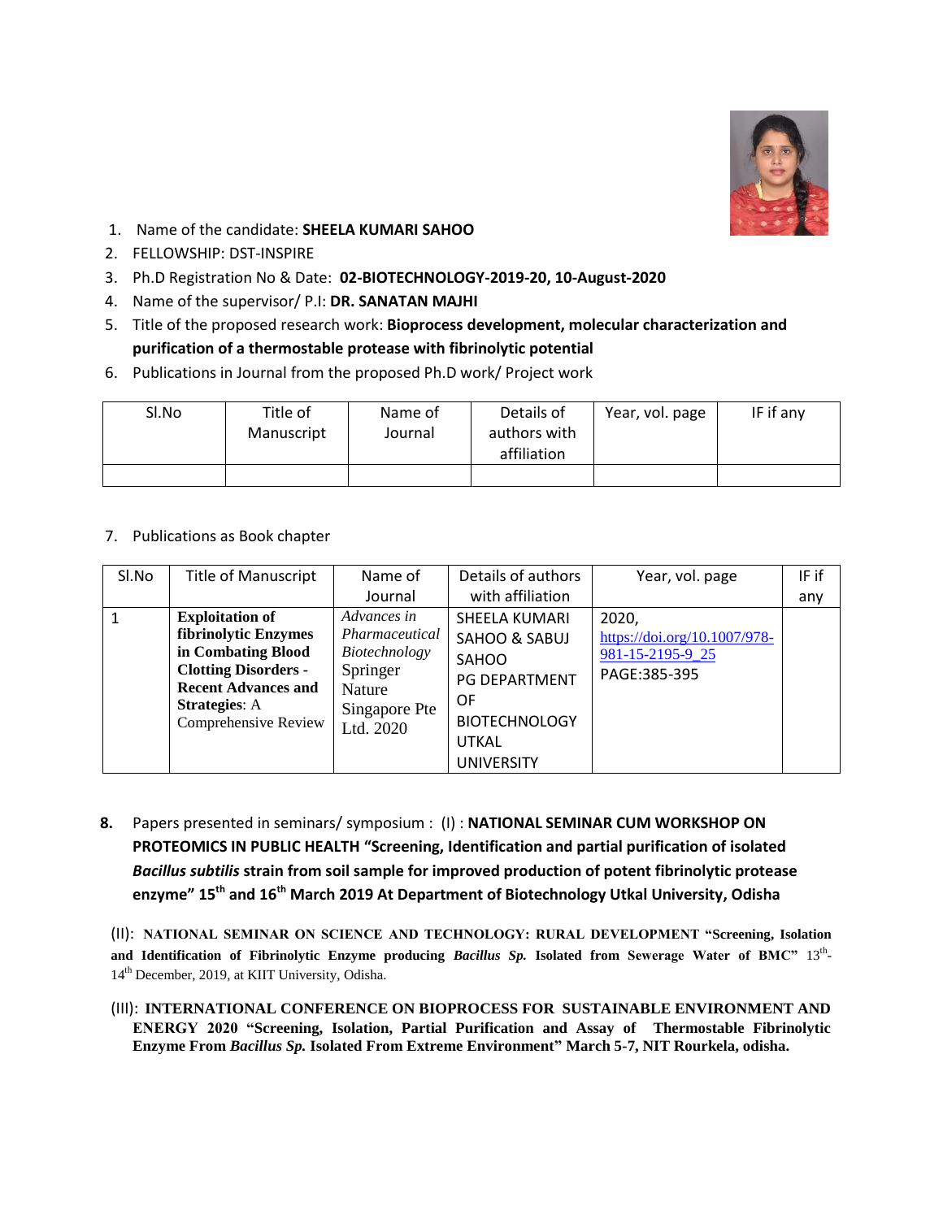1. Name of the candidate: **SHEELA KUMARI SAHOO**
2. FELLOWSHIP: DST-INSPIRE
3. Ph.D Registration No & Date: **02-BIOTECHNOLOGY-2019-20, 10-August-2020**
4. Name of the supervisor/ P.I: **DR. SANATAN MAJHI**
5. Title of the proposed research work: **Bioprocess development, molecular characterization and purification of a thermostable protease with fibrinolytic potential**
6. Publications in Journal from the proposed Ph.D work/ Project work

| Sl.No | Title of Manuscript | Name of Journal | Details of authors with affiliation | Year, vol. page | IF if any |
|---|---|---|---|---|---|
| | | | | | |

7. Publications as Book chapter

| Sl.No | Title of Manuscript | Name of Journal | Details of authors with affiliation | Year, vol. page | IF if any |
|---|---|---|---|---|---|
| 1 | **Exploitation of fibrinolytic Enzymes in Combating Blood Clotting Disorders - Recent Advances and Strategies**: A Comprehensive Review | *Advances in Pharmaceutical Biotechnology* Springer Nature Singapore Pte Ltd. 2020 | SHEELA KUMARI SAHOO & SABUJ SAHOO PG DEPARTMENT OF BIOTECHNOLOGY UTKAL UNIVERSITY | 2020, https://doi.org/10.1007/978-981-15-2195-9_25 PAGE:385-395 | |

8. Papers presented in seminars/ symposium : (I) : **NATIONAL SEMINAR CUM WORKSHOP ON PROTEOMICS IN PUBLIC HEALTH "Screening, Identification and partial purification of isolated *Bacillus subtilis* strain from soil sample for improved production of potent fibrinolytic protease enzyme" 15th and 16th March 2019 At Department of Biotechnology Utkal University, Odisha**

(II): **NATIONAL SEMINAR ON SCIENCE AND TECHNOLOGY: RURAL DEVELOPMENT "Screening, Isolation and Identification of Fibrinolytic Enzyme producing *Bacillus Sp.* Isolated from Sewerage Water of BMC"** 13th-14th December, 2019, at KIIT University, Odisha.

(III): **INTERNATIONAL CONFERENCE ON BIOPROCESS FOR SUSTAINABLE ENVIRONMENT AND ENERGY 2020 "Screening, Isolation, Partial Purification and Assay of Thermostable Fibrinolytic Enzyme From *Bacillus Sp.* Isolated From Extreme Environment" March 5-7, NIT Rourkela, odisha.**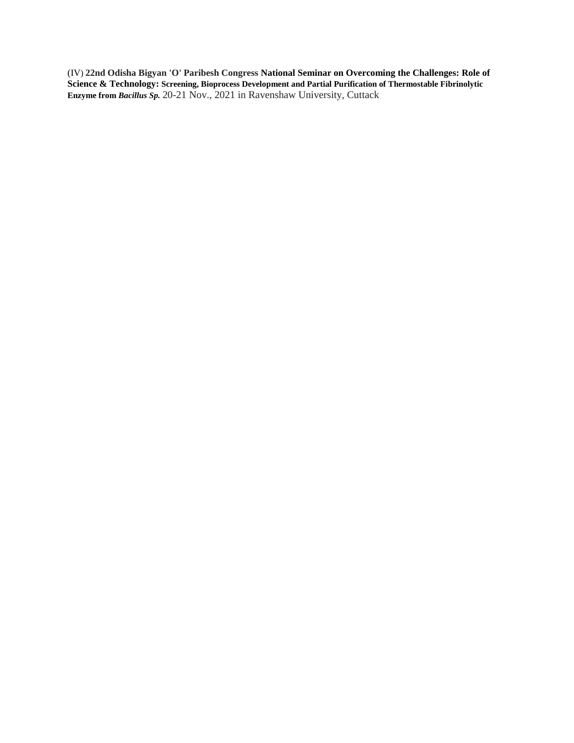(IV) **22nd Odisha Bigyan 'O' Paribesh Congress National Seminar on Overcoming the Challenges: Role of Science & Technology: Screening, Bioprocess Development and Partial Purification of Thermostable Fibrinolytic Enzyme from *Bacillus Sp.*** 20-21 Nov., 2021 in Ravenshaw University, Cuttack